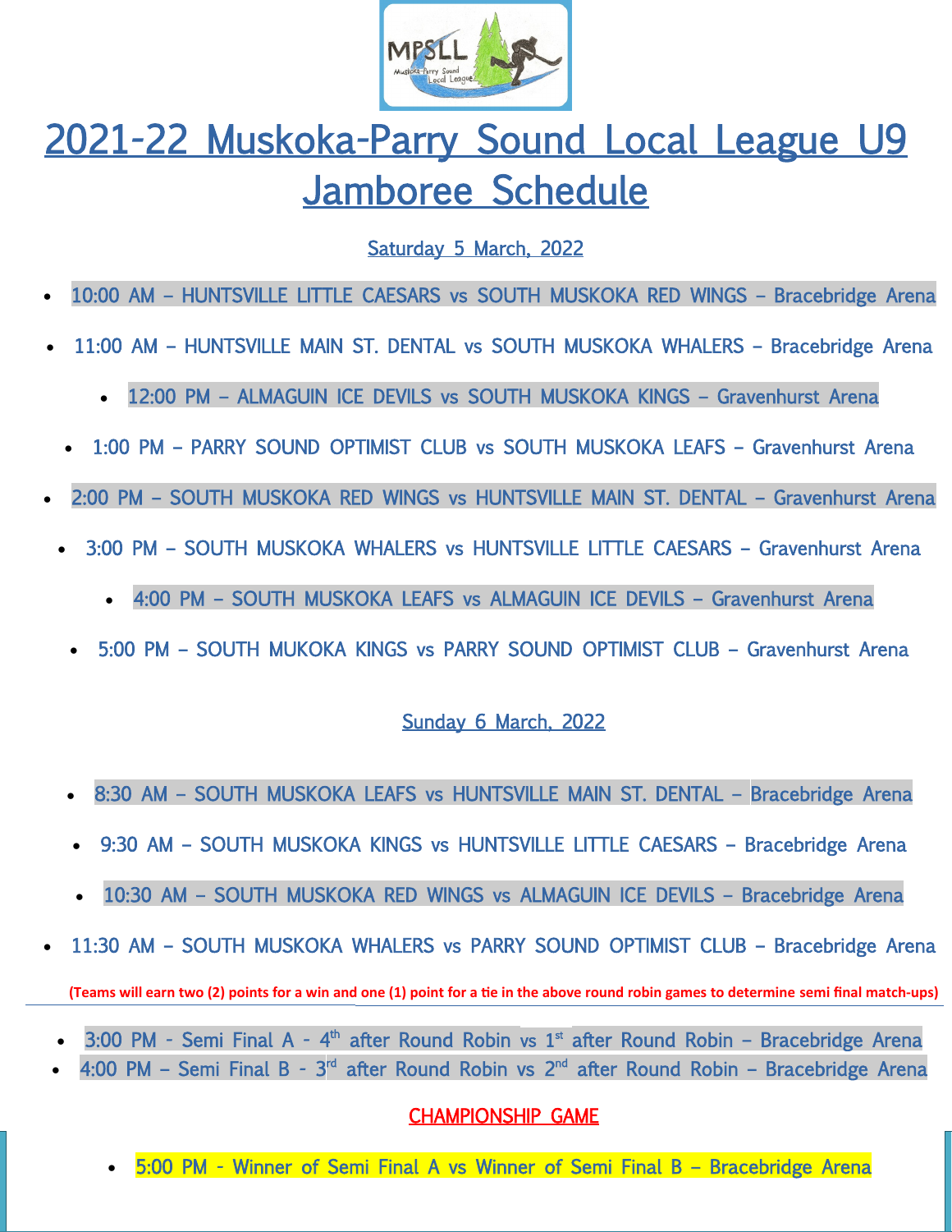# 2021-22 Muskoka-Parry Sound Local League U9 Jamboree Schedule

## Saturday 5 March, 2022

- 10:00 AM – HUNTSVILLE LITTLE CAESARS vs SOUTH MUSKOKA RED WINGS – Bracebridge Arena
- 11:00 AM – HUNTSVILLE MAIN ST. DENTAL vs SOUTH MUSKOKA WHALERS – Bracebridge Arena
- 12:00 PM – ALMAGUIN ICE DEVILS vs SOUTH MUSKOKA KINGS – Gravenhurst Arena
- 1:00 PM – PARRY SOUND OPTIMIST CLUB vs SOUTH MUSKOKA LEAFS – Gravenhurst Arena
- 2:00 PM – SOUTH MUSKOKA RED WINGS vs HUNTSVILLE MAIN ST. DENTAL – Gravenhurst Arena
- 3:00 PM – SOUTH MUSKOKA WHALERS vs HUNTSVILLE LITTLE CAESARS – Gravenhurst Arena
- 4:00 PM – SOUTH MUSKOKA LEAFS vs ALMAGUIN ICE DEVILS – Gravenhurst Arena
- 5:00 PM – SOUTH MUKOKA KINGS vs PARRY SOUND OPTIMIST CLUB – Gravenhurst Arena

## Sunday 6 March, 2022

- 8:30 AM – SOUTH MUSKOKA LEAFS vs HUNTSVILLE MAIN ST. DENTAL – Bracebridge Arena
- 9:30 AM – SOUTH MUSKOKA KINGS vs HUNTSVILLE LITTLE CAESARS – Bracebridge Arena
- 10:30 AM – SOUTH MUSKOKA RED WINGS vs ALMAGUIN ICE DEVILS – Bracebridge Arena
- 11:30 AM – SOUTH MUSKOKA WHALERS vs PARRY SOUND OPTIMIST CLUB – Bracebridge Arena

**(Teams will earn two (2) points for a win and one (1) point for a tie in the above round robin games to determine semi final match-ups)**

- 3:00 PM - Semi Final A - 4th after Round Robin vs 1st after Round Robin – Bracebridge Arena
- 4:00 PM – Semi Final B - 3rd after Round Robin vs 2nd after Round Robin – Bracebridge Arena

## CHAMPIONSHIP GAME

- 5:00 PM - Winner of Semi Final A vs Winner of Semi Final B – Bracebridge Arena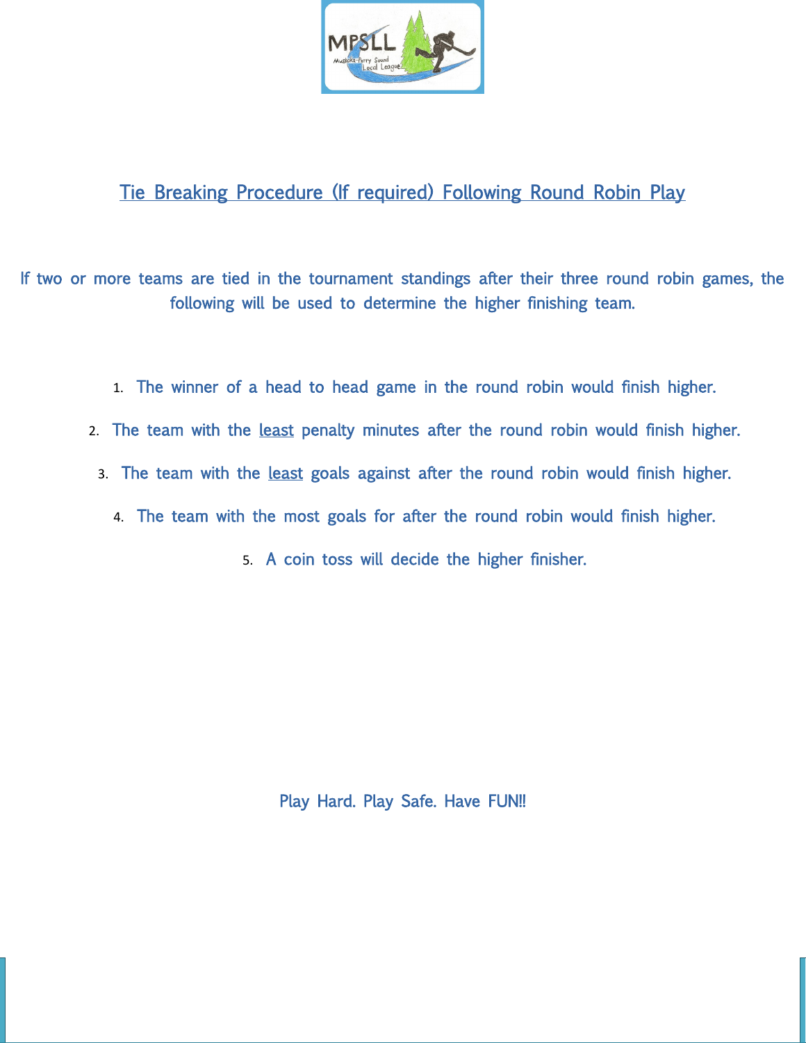## Tie Breaking Procedure (If required) Following Round Robin Play

If two or more teams are tied in the tournament standings after their three round robin games, the following will be used to determine the higher finishing team.

1. The winner of a head to head game in the round robin would finish higher.
2. The team with the least penalty minutes after the round robin would finish higher.
3. The team with the least goals against after the round robin would finish higher.
4. The team with the most goals for after the round robin would finish higher.
5. A coin toss will decide the higher finisher.

Play Hard. Play Safe. Have FUN!!